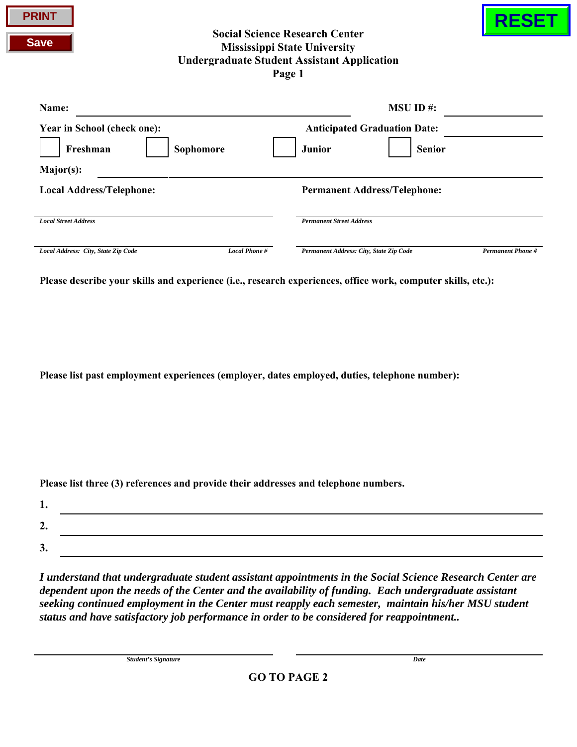PRINT

Save

RESET

**Social Science Research Center**
**Mississippi State University**
**Undergraduate Student Assistant Application**
**Page 1**

**Name:** ______________________________ **MSU ID #:** ____________

**Year in School (check one):** **Anticipated Graduation Date:** ____________

☐ **Freshman** ☐ **Sophomore** ☐ **Junior** ☐ **Senior**

**Major(s):** ______________________________

**Local Address/Telephone:** **Permanent Address/Telephone:**

___________________________ ___________________________
***Local Street Address*** ***Permanent Street Address***

___________________________ ___________________________
***Local Address: City, State Zip Code*** ***Local Phone #*** ***Permanent Address: City, State Zip Code*** ***Permanent Phone #***

**Please describe your skills and experience (i.e., research experiences, office work, computer skills, etc.):**

**Please list past employment experiences (employer, dates employed, duties, telephone number):**

**Please list three (3) references and provide their addresses and telephone numbers.**

**1.** ______________________________

**2.** ______________________________

**3.** ______________________________

***I understand that undergraduate student assistant appointments in the Social Science Research Center are dependent upon the needs of the Center and the availability of funding. Each undergraduate assistant seeking continued employment in the Center must reapply each semester, maintain his/her MSU student status and have satisfactory job performance in order to be considered for reappointment..***

___________________________ ___________________________
***Student's Signature*** ***Date***

**GO TO PAGE 2**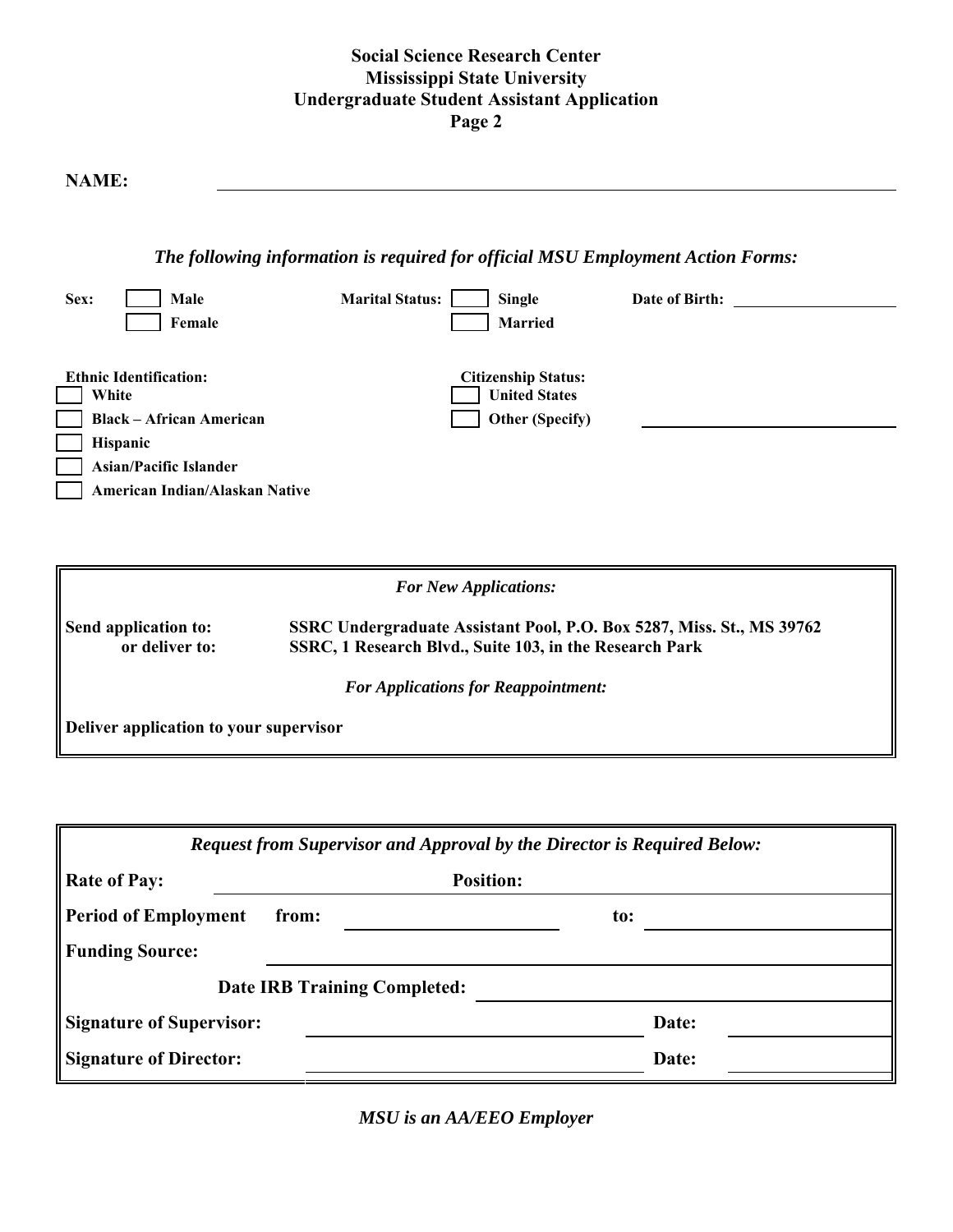**Social Science Research Center**
**Mississippi State University**
**Undergraduate Student Assistant Application**
**Page 2**

**NAME:** ____________________________________________

***The following information is required for official MSU Employment Action Forms:***

**Sex:** ☐ **Male** ☐ **Female**

**Marital Status:** ☐ **Single** ☐ **Married**

**Date of Birth:** ____________________

**Ethnic Identification:**
- ☐ **White**
- ☐ **Black – African American**
- ☐ **Hispanic**
- ☐ **Asian/Pacific Islander**
- ☐ **American Indian/Alaskan Native**

**Citizenship Status:**
- ☐ **United States**
- ☐ **Other (Specify)** ______________________________

---

***For New Applications:***

**Send application to:** **SSRC Undergraduate Assistant Pool, P.O. Box 5287, Miss. St., MS 39762**
**or deliver to:** **SSRC, 1 Research Blvd., Suite 103, in the Research Park**

***For Applications for Reappointment:***

**Deliver application to your supervisor**

---

***Request from Supervisor and Approval by the Director is Required Below:***

**Rate of Pay:** ____________________ **Position:** ____________________

**Period of Employment** **from:** ____________________ **to:** ____________________

**Funding Source:** ________________________________________

**Date IRB Training Completed:** ____________________

**Signature of Supervisor:** ______________________________ **Date:** ______________

**Signature of Director:** ______________________________ **Date:** ______________

***MSU is an AA/EEO Employer***